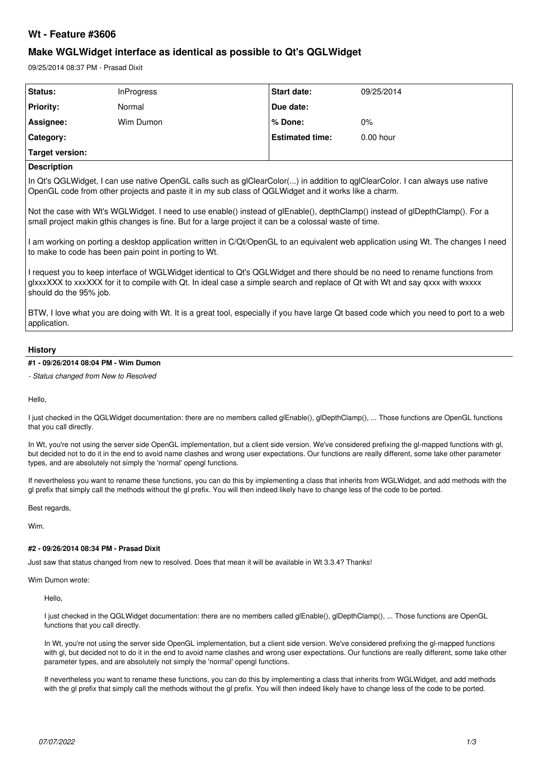# Wt - Feature #3606

## Make WGLWidget interface as identical as possible to Qt's QGLWidget

09/25/2014 08:37 PM - Prasad Dixit

| Status: | InProgress | Start date: | 09/25/2014 |
|---|---|---|---|
| Priority: | Normal | Due date: | |
| Assignee: | Wim Dumon | % Done: | 0% |
| Category: | | Estimated time: | 0.00 hour |
| Target version: | | | |

**Description**

In Qt's QGLWidget, I can use native OpenGL calls such as glClearColor(...) in addition to qglClearColor. I can always use native OpenGL code from other projects and paste it in my sub class of QGLWidget and it works like a charm.

Not the case with Wt's WGLWidget. I need to use enable() instead of glEnable(), depthClamp() instead of glDepthClamp(). For a small project makin gthis changes is fine. But for a large project it can be a colossal waste of time.

I am working on porting a desktop application written in C/Qt/OpenGL to an equivalent web application using Wt. The changes I need to make to code has been pain point in porting to Wt.

I request you to keep interface of WGLWidget identical to Qt's QGLWidget and there should be no need to rename functions from glxxxXXX to xxxXXX for it to compile with Qt. In ideal case a simple search and replace of Qt with Wt and say qxxx with wxxxx should do the 95% job.

BTW, I love what you are doing with Wt. It is a great tool, especially if you have large Qt based code which you need to port to a web application.

### History

#### #1 - 09/26/2014 08:04 PM - Wim Dumon

*- Status changed from New to Resolved*

Hello,

I just checked in the QGLWidget documentation: there are no members called glEnable(), glDepthClamp(), ... Those functions are OpenGL functions that you call directly.

In Wt, you're not using the server side OpenGL implementation, but a client side version. We've considered prefixing the gl-mapped functions with gl, but decided not to do it in the end to avoid name clashes and wrong user expectations. Our functions are really different, some take other parameter types, and are absolutely not simply the 'normal' opengl functions.

If nevertheless you want to rename these functions, you can do this by implementing a class that inherits from WGLWidget, and add methods with the gl prefix that simply call the methods without the gl prefix. You will then indeed likely have to change less of the code to be ported.

Best regards,

Wim.

#### #2 - 09/26/2014 08:34 PM - Prasad Dixit

Just saw that status changed from new to resolved. Does that mean it will be available in Wt 3.3.4? Thanks!

Wim Dumon wrote:

> Hello,
>
> I just checked in the QGLWidget documentation: there are no members called glEnable(), glDepthClamp(), ... Those functions are OpenGL functions that you call directly.
>
> In Wt, you're not using the server side OpenGL implementation, but a client side version. We've considered prefixing the gl-mapped functions with gl, but decided not to do it in the end to avoid name clashes and wrong user expectations. Our functions are really different, some take other parameter types, and are absolutely not simply the 'normal' opengl functions.
>
> If nevertheless you want to rename these functions, you can do this by implementing a class that inherits from WGLWidget, and add methods with the gl prefix that simply call the methods without the gl prefix. You will then indeed likely have to change less of the code to be ported.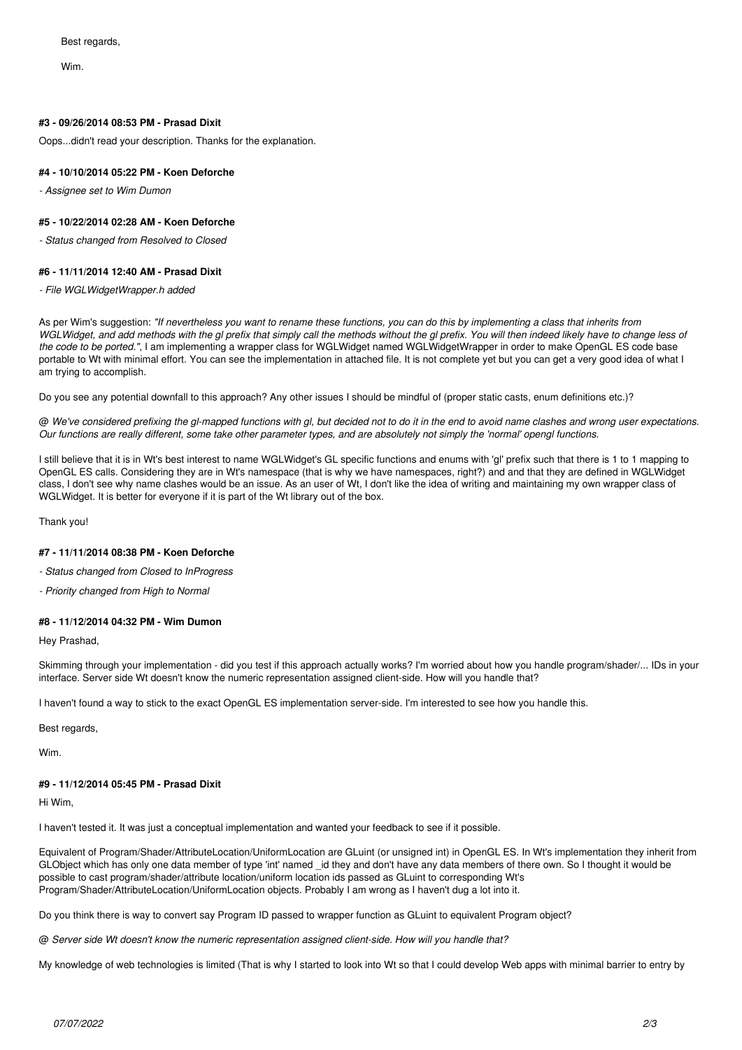Best regards,

Wim.

#### #3 - 09/26/2014 08:53 PM - Prasad Dixit

Oops...didn't read your description. Thanks for the explanation.

#### #4 - 10/10/2014 05:22 PM - Koen Deforche

*- Assignee set to Wim Dumon*

#### #5 - 10/22/2014 02:28 AM - Koen Deforche

*- Status changed from Resolved to Closed*

#### #6 - 11/11/2014 12:40 AM - Prasad Dixit

*- File WGLWidgetWrapper.h added*

As per Wim's suggestion: *"If nevertheless you want to rename these functions, you can do this by implementing a class that inherits from WGLWidget, and add methods with the gl prefix that simply call the methods without the gl prefix. You will then indeed likely have to change less of the code to be ported."*, I am implementing a wrapper class for WGLWidget named WGLWidgetWrapper in order to make OpenGL ES code base portable to Wt with minimal effort. You can see the implementation in attached file. It is not complete yet but you can get a very good idea of what I am trying to accomplish.

Do you see any potential downfall to this approach? Any other issues I should be mindful of (proper static casts, enum definitions etc.)?

*@ We've considered prefixing the gl-mapped functions with gl, but decided not to do it in the end to avoid name clashes and wrong user expectations. Our functions are really different, some take other parameter types, and are absolutely not simply the 'normal' opengl functions.*

I still believe that it is in Wt's best interest to name WGLWidget's GL specific functions and enums with 'gl' prefix such that there is 1 to 1 mapping to OpenGL ES calls. Considering they are in Wt's namespace (that is why we have namespaces, right?) and and that they are defined in WGLWidget class, I don't see why name clashes would be an issue. As an user of Wt, I don't like the idea of writing and maintaining my own wrapper class of WGLWidget. It is better for everyone if it is part of the Wt library out of the box.

Thank you!

#### #7 - 11/11/2014 08:38 PM - Koen Deforche

*- Status changed from Closed to InProgress*

*- Priority changed from High to Normal*

#### #8 - 11/12/2014 04:32 PM - Wim Dumon

Hey Prashad,

Skimming through your implementation - did you test if this approach actually works? I'm worried about how you handle program/shader/... IDs in your interface. Server side Wt doesn't know the numeric representation assigned client-side. How will you handle that?

I haven't found a way to stick to the exact OpenGL ES implementation server-side. I'm interested to see how you handle this.

Best regards,

Wim.

#### #9 - 11/12/2014 05:45 PM - Prasad Dixit

Hi Wim,

I haven't tested it. It was just a conceptual implementation and wanted your feedback to see if it possible.

Equivalent of Program/Shader/AttributeLocation/UniformLocation are GLuint (or unsigned int) in OpenGL ES. In Wt's implementation they inherit from GLObject which has only one data member of type 'int' named _id they and don't have any data members of there own. So I thought it would be possible to cast program/shader/attribute location/uniform location ids passed as GLuint to corresponding Wt's Program/Shader/AttributeLocation/UniformLocation objects. Probably I am wrong as I haven't dug a lot into it.

Do you think there is way to convert say Program ID passed to wrapper function as GLuint to equivalent Program object?

*@ Server side Wt doesn't know the numeric representation assigned client-side. How will you handle that?*

My knowledge of web technologies is limited (That is why I started to look into Wt so that I could develop Web apps with minimal barrier to entry by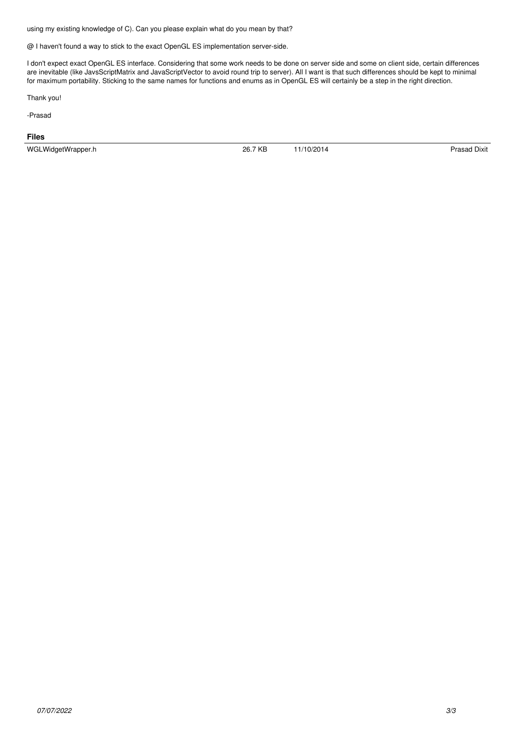using my existing knowledge of C). Can you please explain what do you mean by that?

@ I haven't found a way to stick to the exact OpenGL ES implementation server-side.

I don't expect exact OpenGL ES interface. Considering that some work needs to be done on server side and some on client side, certain differences are inevitable (like JavsScriptMatrix and JavaScriptVector to avoid round trip to server). All I want is that such differences should be kept to minimal for maximum portability. Sticking to the same names for functions and enums as in OpenGL ES will certainly be a step in the right direction.

Thank you!

-Prasad

## Files

| | | | |
|---|---|---|---|
| WGLWidgetWrapper.h | 26.7 KB | 11/10/2014 | Prasad Dixit |